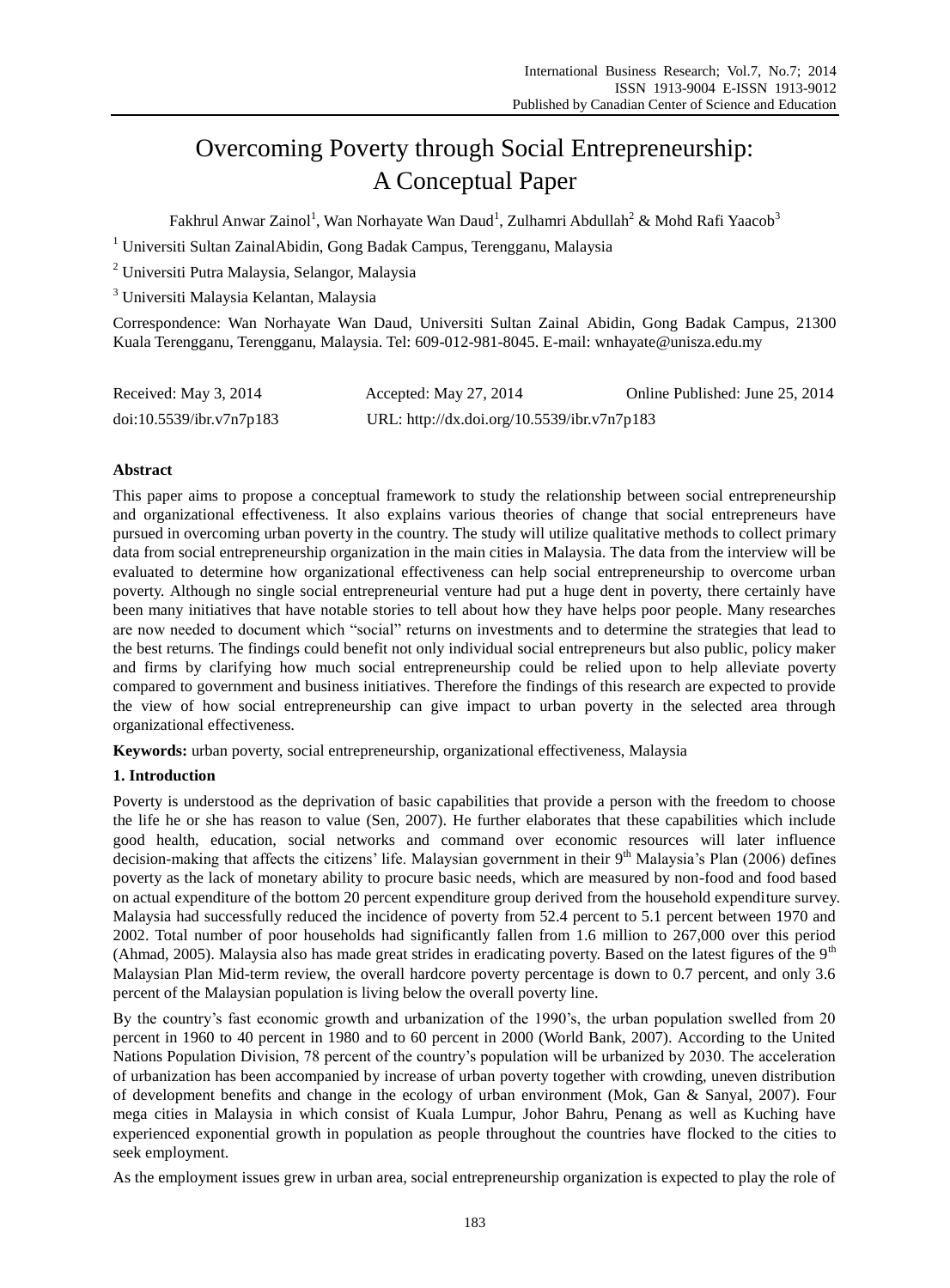# Overcoming Poverty through Social Entrepreneurship: A Conceptual Paper

Fakhrul Anwar Zainol[1], Wan Norhayate Wan Daud[1], Zulhamri Abdullah[2] & Mohd Rafi Yaacob[3]

[1] Universiti Sultan ZainalAbidin, Gong Badak Campus, Terengganu, Malaysia

[2] Universiti Putra Malaysia, Selangor, Malaysia

[3] Universiti Malaysia Kelantan, Malaysia

Correspondence: Wan Norhayate Wan Daud, Universiti Sultan Zainal Abidin, Gong Badak Campus, 21300 Kuala Terengganu, Terengganu, Malaysia. Tel: 609-012-981-8045. E-mail: wnhayate@unisza.edu.my

Received: May 3, 2014 Accepted: May 27, 2014 Online Published: June 25, 2014

doi:10.5539/ibr.v7n7p183 URL: http://dx.doi.org/10.5539/ibr.v7n7p183

## Abstract

This paper aims to propose a conceptual framework to study the relationship between social entrepreneurship and organizational effectiveness. It also explains various theories of change that social entrepreneurs have pursued in overcoming urban poverty in the country. The study will utilize qualitative methods to collect primary data from social entrepreneurship organization in the main cities in Malaysia. The data from the interview will be evaluated to determine how organizational effectiveness can help social entrepreneurship to overcome urban poverty. Although no single social entrepreneurial venture had put a huge dent in poverty, there certainly have been many initiatives that have notable stories to tell about how they have helps poor people. Many researches are now needed to document which "social" returns on investments and to determine the strategies that lead to the best returns. The findings could benefit not only individual social entrepreneurs but also public, policy maker and firms by clarifying how much social entrepreneurship could be relied upon to help alleviate poverty compared to government and business initiatives. Therefore the findings of this research are expected to provide the view of how social entrepreneurship can give impact to urban poverty in the selected area through organizational effectiveness.

**Keywords:** urban poverty, social entrepreneurship, organizational effectiveness, Malaysia

## 1. Introduction

Poverty is understood as the deprivation of basic capabilities that provide a person with the freedom to choose the life he or she has reason to value (Sen, 2007). He further elaborates that these capabilities which include good health, education, social networks and command over economic resources will later influence decision-making that affects the citizens' life. Malaysian government in their 9th Malaysia's Plan (2006) defines poverty as the lack of monetary ability to procure basic needs, which are measured by non-food and food based on actual expenditure of the bottom 20 percent expenditure group derived from the household expenditure survey. Malaysia had successfully reduced the incidence of poverty from 52.4 percent to 5.1 percent between 1970 and 2002. Total number of poor households had significantly fallen from 1.6 million to 267,000 over this period (Ahmad, 2005). Malaysia also has made great strides in eradicating poverty. Based on the latest figures of the 9th Malaysian Plan Mid-term review, the overall hardcore poverty percentage is down to 0.7 percent, and only 3.6 percent of the Malaysian population is living below the overall poverty line.

By the country's fast economic growth and urbanization of the 1990's, the urban population swelled from 20 percent in 1960 to 40 percent in 1980 and to 60 percent in 2000 (World Bank, 2007). According to the United Nations Population Division, 78 percent of the country's population will be urbanized by 2030. The acceleration of urbanization has been accompanied by increase of urban poverty together with crowding, uneven distribution of development benefits and change in the ecology of urban environment (Mok, Gan & Sanyal, 2007). Four mega cities in Malaysia in which consist of Kuala Lumpur, Johor Bahru, Penang as well as Kuching have experienced exponential growth in population as people throughout the countries have flocked to the cities to seek employment.

As the employment issues grew in urban area, social entrepreneurship organization is expected to play the role of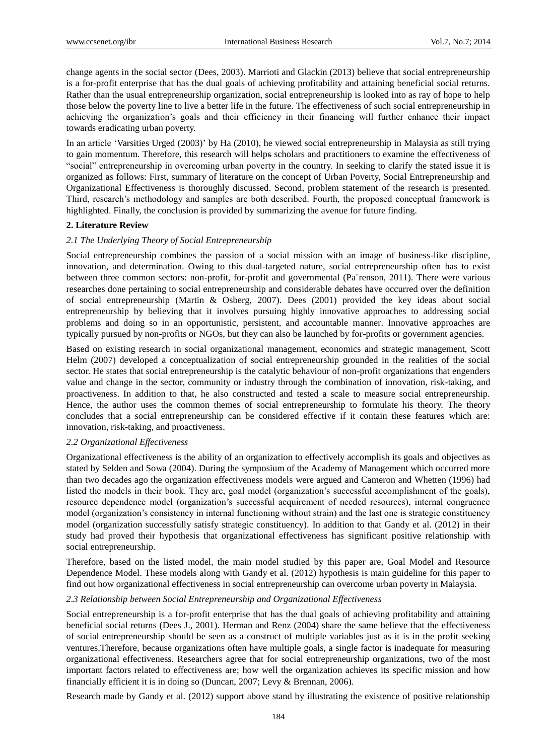change agents in the social sector (Dees, 2003). Marrioti and Glackin (2013) believe that social entrepreneurship is a for-profit enterprise that has the dual goals of achieving profitability and attaining beneficial social returns. Rather than the usual entrepreneurship organization, social entrepreneurship is looked into as ray of hope to help those below the poverty line to live a better life in the future. The effectiveness of such social entrepreneurship in achieving the organization's goals and their efficiency in their financing will further enhance their impact towards eradicating urban poverty.

In an article 'Varsities Urged (2003)' by Ha (2010), he viewed social entrepreneurship in Malaysia as still trying to gain momentum. Therefore, this research will helps scholars and practitioners to examine the effectiveness of "social" entrepreneurship in overcoming urban poverty in the country. In seeking to clarify the stated issue it is organized as follows: First, summary of literature on the concept of Urban Poverty, Social Entrepreneurship and Organizational Effectiveness is thoroughly discussed. Second, problem statement of the research is presented. Third, research's methodology and samples are both described. Fourth, the proposed conceptual framework is highlighted. Finally, the conclusion is provided by summarizing the avenue for future finding.

## 2. Literature Review

### *2.1 The Underlying Theory of Social Entrepreneurship*

Social entrepreneurship combines the passion of a social mission with an image of business-like discipline, innovation, and determination. Owing to this dual-targeted nature, social entrepreneurship often has to exist between three common sectors: non-profit, for-profit and governmental (Pa¨renson, 2011). There were various researches done pertaining to social entrepreneurship and considerable debates have occurred over the definition of social entrepreneurship (Martin & Osberg, 2007). Dees (2001) provided the key ideas about social entrepreneurship by believing that it involves pursuing highly innovative approaches to addressing social problems and doing so in an opportunistic, persistent, and accountable manner. Innovative approaches are typically pursued by non-profits or NGOs, but they can also be launched by for-profits or government agencies.

Based on existing research in social organizational management, economics and strategic management, Scott Helm (2007) developed a conceptualization of social entrepreneurship grounded in the realities of the social sector. He states that social entrepreneurship is the catalytic behaviour of non-profit organizations that engenders value and change in the sector, community or industry through the combination of innovation, risk-taking, and proactiveness. In addition to that, he also constructed and tested a scale to measure social entrepreneurship. Hence, the author uses the common themes of social entrepreneurship to formulate his theory. The theory concludes that a social entrepreneurship can be considered effective if it contain these features which are: innovation, risk-taking, and proactiveness.

### *2.2 Organizational Effectiveness*

Organizational effectiveness is the ability of an organization to effectively accomplish its goals and objectives as stated by Selden and Sowa (2004). During the symposium of the Academy of Management which occurred more than two decades ago the organization effectiveness models were argued and Cameron and Whetten (1996) had listed the models in their book. They are, goal model (organization's successful accomplishment of the goals), resource dependence model (organization's successful acquirement of needed resources), internal congruence model (organization's consistency in internal functioning without strain) and the last one is strategic constituency model (organization successfully satisfy strategic constituency). In addition to that Gandy et al. (2012) in their study had proved their hypothesis that organizational effectiveness has significant positive relationship with social entrepreneurship.

Therefore, based on the listed model, the main model studied by this paper are, Goal Model and Resource Dependence Model. These models along with Gandy et al. (2012) hypothesis is main guideline for this paper to find out how organizational effectiveness in social entrepreneurship can overcome urban poverty in Malaysia.

### *2.3 Relationship between Social Entrepreneurship and Organizational Effectiveness*

Social entrepreneurship is a for-profit enterprise that has the dual goals of achieving profitability and attaining beneficial social returns (Dees J., 2001). Herman and Renz (2004) share the same believe that the effectiveness of social entrepreneurship should be seen as a construct of multiple variables just as it is in the profit seeking ventures.Therefore, because organizations often have multiple goals, a single factor is inadequate for measuring organizational effectiveness. Researchers agree that for social entrepreneurship organizations, two of the most important factors related to effectiveness are; how well the organization achieves its specific mission and how financially efficient it is in doing so (Duncan, 2007; Levy & Brennan, 2006).

Research made by Gandy et al. (2012) support above stand by illustrating the existence of positive relationship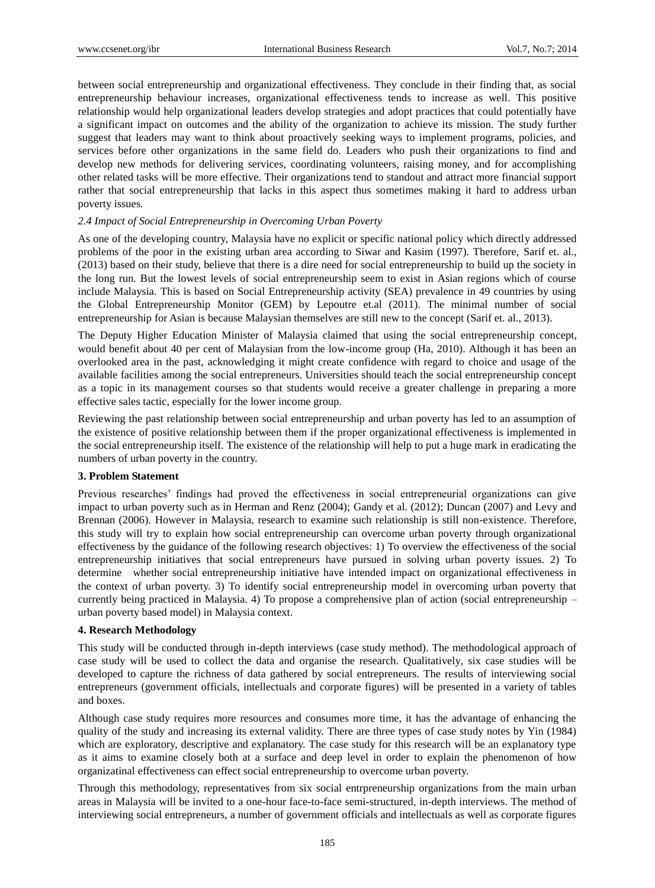between social entrepreneurship and organizational effectiveness. They conclude in their finding that, as social entrepreneurship behaviour increases, organizational effectiveness tends to increase as well. This positive relationship would help organizational leaders develop strategies and adopt practices that could potentially have a significant impact on outcomes and the ability of the organization to achieve its mission. The study further suggest that leaders may want to think about proactively seeking ways to implement programs, policies, and services before other organizations in the same field do. Leaders who push their organizations to find and develop new methods for delivering services, coordinating volunteers, raising money, and for accomplishing other related tasks will be more effective. Their organizations tend to standout and attract more financial support rather that social entrepreneurship that lacks in this aspect thus sometimes making it hard to address urban poverty issues.

### *2.4 Impact of Social Entrepreneurship in Overcoming Urban Poverty*

As one of the developing country, Malaysia have no explicit or specific national policy which directly addressed problems of the poor in the existing urban area according to Siwar and Kasim (1997). Therefore, Sarif et. al., (2013) based on their study, believe that there is a dire need for social entrepreneurship to build up the society in the long run. But the lowest levels of social entrepreneurship seem to exist in Asian regions which of course include Malaysia. This is based on Social Entrepreneurship activity (SEA) prevalence in 49 countries by using the Global Entrepreneurship Monitor (GEM) by Lepoutre et.al (2011). The minimal number of social entrepreneurship for Asian is because Malaysian themselves are still new to the concept (Sarif et. al., 2013).

The Deputy Higher Education Minister of Malaysia claimed that using the social entrepreneurship concept, would benefit about 40 per cent of Malaysian from the low-income group (Ha, 2010). Although it has been an overlooked area in the past, acknowledging it might create confidence with regard to choice and usage of the available facilities among the social entrepreneurs. Universities should teach the social entrepreneurship concept as a topic in its management courses so that students would receive a greater challenge in preparing a more effective sales tactic, especially for the lower income group.

Reviewing the past relationship between social entrepreneurship and urban poverty has led to an assumption of the existence of positive relationship between them if the proper organizational effectiveness is implemented in the social entrepreneurship itself. The existence of the relationship will help to put a huge mark in eradicating the numbers of urban poverty in the country.

## 3. Problem Statement

Previous researches' findings had proved the effectiveness in social entrepreneurial organizations can give impact to urban poverty such as in Herman and Renz (2004); Gandy et al. (2012); Duncan (2007) and Levy and Brennan (2006). However in Malaysia, research to examine such relationship is still non-existence. Therefore, this study will try to explain how social entrepreneurship can overcome urban poverty through organizational effectiveness by the guidance of the following research objectives: 1) To overview the effectiveness of the social entrepreneurship initiatives that social entrepreneurs have pursued in solving urban poverty issues. 2) To determine whether social entrepreneurship initiative have intended impact on organizational effectiveness in the context of urban poverty. 3) To identify social entrepreneurship model in overcoming urban poverty that currently being practiced in Malaysia. 4) To propose a comprehensive plan of action (social entrepreneurship – urban poverty based model) in Malaysia context.

## 4. Research Methodology

This study will be conducted through in-depth interviews (case study method). The methodological approach of case study will be used to collect the data and organise the research. Qualitatively, six case studies will be developed to capture the richness of data gathered by social entrepreneurs. The results of interviewing social entrepreneurs (government officials, intellectuals and corporate figures) will be presented in a variety of tables and boxes.

Although case study requires more resources and consumes more time, it has the advantage of enhancing the quality of the study and increasing its external validity. There are three types of case study notes by Yin (1984) which are exploratory, descriptive and explanatory. The case study for this research will be an explanatory type as it aims to examine closely both at a surface and deep level in order to explain the phenomenon of how organizatinal effectiveness can effect social entrepreneurship to overcome urban poverty.

Through this methodology, representatives from six social entrpreneurship organizations from the main urban areas in Malaysia will be invited to a one-hour face-to-face semi-structured, in-depth interviews. The method of interviewing social entrepreneurs, a number of government officials and intellectuals as well as corporate figures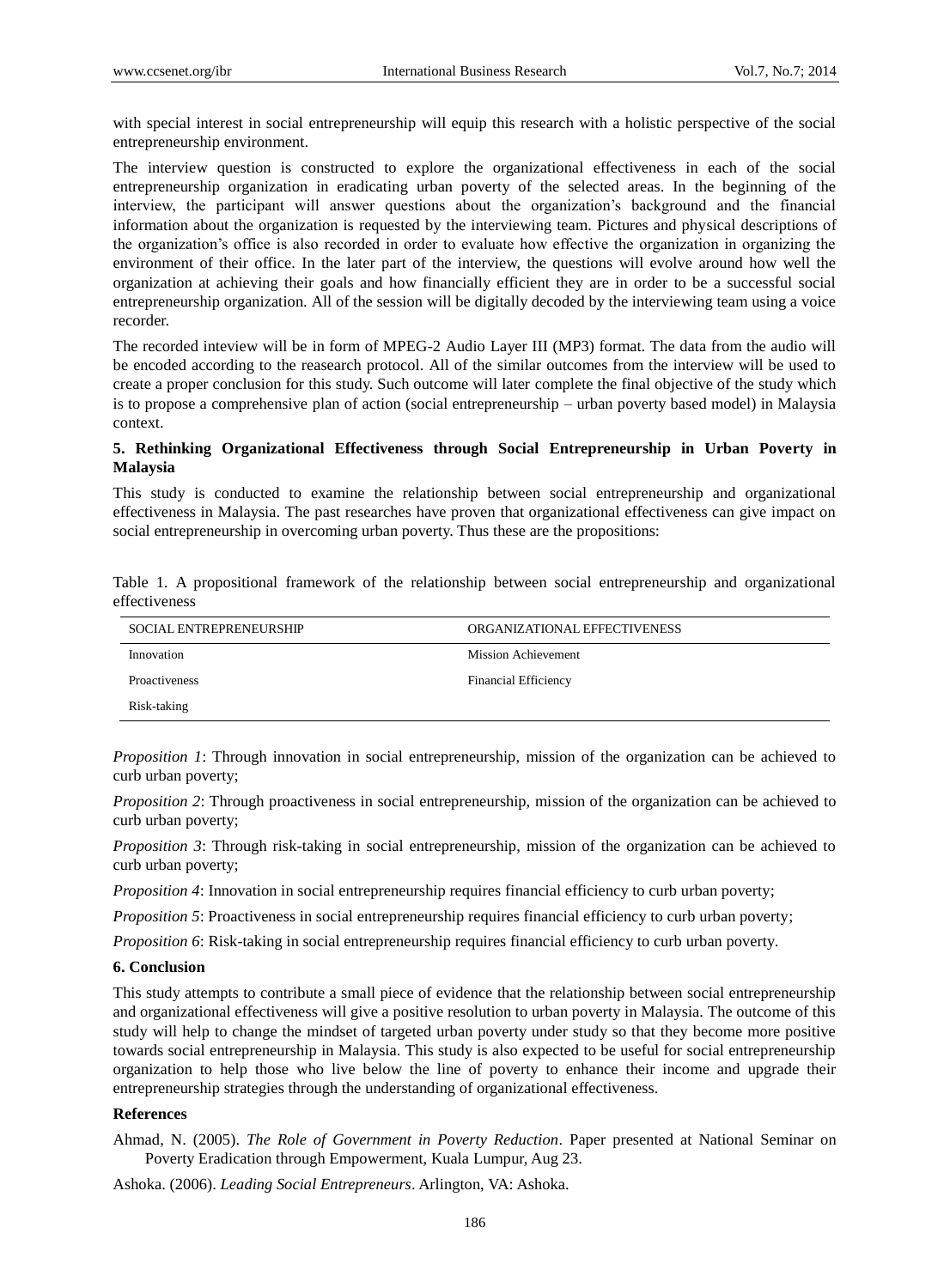with special interest in social entrepreneurship will equip this research with a holistic perspective of the social entrepreneurship environment.

The interview question is constructed to explore the organizational effectiveness in each of the social entrepreneurship organization in eradicating urban poverty of the selected areas. In the beginning of the interview, the participant will answer questions about the organization's background and the financial information about the organization is requested by the interviewing team. Pictures and physical descriptions of the organization's office is also recorded in order to evaluate how effective the organization in organizing the environment of their office. In the later part of the interview, the questions will evolve around how well the organization at achieving their goals and how financially efficient they are in order to be a successful social entrepreneurship organization. All of the session will be digitally decoded by the interviewing team using a voice recorder.

The recorded inteview will be in form of MPEG-2 Audio Layer III (MP3) format. The data from the audio will be encoded according to the reasearch protocol. All of the similar outcomes from the interview will be used to create a proper conclusion for this study. Such outcome will later complete the final objective of the study which is to propose a comprehensive plan of action (social entrepreneurship – urban poverty based model) in Malaysia context.

## 5. Rethinking Organizational Effectiveness through Social Entrepreneurship in Urban Poverty in Malaysia

This study is conducted to examine the relationship between social entrepreneurship and organizational effectiveness in Malaysia. The past researches have proven that organizational effectiveness can give impact on social entrepreneurship in overcoming urban poverty. Thus these are the propositions:

Table 1. A propositional framework of the relationship between social entrepreneurship and organizational effectiveness

| SOCIAL ENTREPRENEURSHIP | ORGANIZATIONAL EFFECTIVENESS |
|---|---|
| Innovation | Mission Achievement |
| Proactiveness | Financial Efficiency |
| Risk-taking | |

*Proposition 1*: Through innovation in social entrepreneurship, mission of the organization can be achieved to curb urban poverty;

*Proposition 2*: Through proactiveness in social entrepreneurship, mission of the organization can be achieved to curb urban poverty;

*Proposition 3*: Through risk-taking in social entrepreneurship, mission of the organization can be achieved to curb urban poverty;

*Proposition 4*: Innovation in social entrepreneurship requires financial efficiency to curb urban poverty;

*Proposition 5*: Proactiveness in social entrepreneurship requires financial efficiency to curb urban poverty;

*Proposition 6*: Risk-taking in social entrepreneurship requires financial efficiency to curb urban poverty.

## 6. Conclusion

This study attempts to contribute a small piece of evidence that the relationship between social entrepreneurship and organizational effectiveness will give a positive resolution to urban poverty in Malaysia. The outcome of this study will help to change the mindset of targeted urban poverty under study so that they become more positive towards social entrepreneurship in Malaysia. This study is also expected to be useful for social entrepreneurship organization to help those who live below the line of poverty to enhance their income and upgrade their entrepreneurship strategies through the understanding of organizational effectiveness.

## References

Ahmad, N. (2005). *The Role of Government in Poverty Reduction*. Paper presented at National Seminar on Poverty Eradication through Empowerment, Kuala Lumpur, Aug 23.

Ashoka. (2006). *Leading Social Entrepreneurs*. Arlington, VA: Ashoka.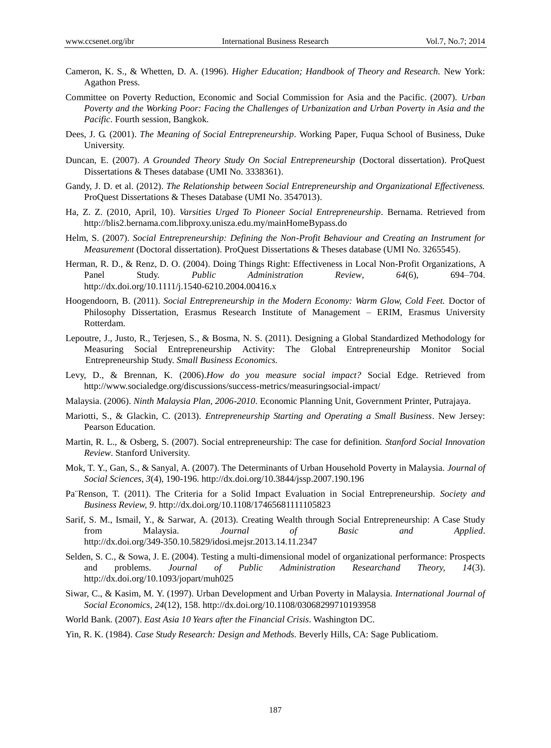Cameron, K. S., & Whetten, D. A. (1996). *Higher Education; Handbook of Theory and Research*. New York: Agathon Press.

Committee on Poverty Reduction, Economic and Social Commission for Asia and the Pacific. (2007). *Urban Poverty and the Working Poor: Facing the Challenges of Urbanization and Urban Poverty in Asia and the Pacific*. Fourth session, Bangkok.

Dees, J. G. (2001). *The Meaning of Social Entrepreneurship*. Working Paper, Fuqua School of Business, Duke University.

Duncan, E. (2007). *A Grounded Theory Study On Social Entrepreneurship* (Doctoral dissertation). ProQuest Dissertations & Theses database (UMI No. 3338361).

Gandy, J. D. et al. (2012). *The Relationship between Social Entrepreneurship and Organizational Effectiveness.* ProQuest Dissertations & Theses Database (UMI No. 3547013).

Ha, Z. Z. (2010, April, 10). *Varsities Urged To Pioneer Social Entrepreneurship*. Bernama. Retrieved from http://blis2.bernama.com.libproxy.unisza.edu.my/mainHomeBypass.do

Helm, S. (2007). *Social Entrepreneurship: Defining the Non-Profit Behaviour and Creating an Instrument for Measurement* (Doctoral dissertation). ProQuest Dissertations & Theses database (UMI No. 3265545).

Herman, R. D., & Renz, D. O. (2004). Doing Things Right: Effectiveness in Local Non-Profit Organizations, A Panel Study. *Public Administration Review, 64*(6), 694–704. http://dx.doi.org/10.1111/j.1540-6210.2004.00416.x

Hoogendoorn, B. (2011). *Social Entrepreneurship in the Modern Economy: Warm Glow, Cold Feet.* Doctor of Philosophy Dissertation, Erasmus Research Institute of Management – ERIM, Erasmus University Rotterdam.

Lepoutre, J., Justo, R., Terjesen, S., & Bosma, N. S. (2011). Designing a Global Standardized Methodology for Measuring Social Entrepreneurship Activity: The Global Entrepreneurship Monitor Social Entrepreneurship Study. *Small Business Economics.*

Levy, D., & Brennan, K. (2006).*How do you measure social impact?* Social Edge. Retrieved from http://www.socialedge.org/discussions/success-metrics/measuringsocial-impact/

Malaysia. (2006). *Ninth Malaysia Plan, 2006-2010*. Economic Planning Unit, Government Printer, Putrajaya.

Mariotti, S., & Glackin, C. (2013). *Entrepreneurship Starting and Operating a Small Business*. New Jersey: Pearson Education.

Martin, R. L., & Osberg, S. (2007). Social entrepreneurship: The case for definition. *Stanford Social Innovation Review*. Stanford University.

Mok, T. Y., Gan, S., & Sanyal, A. (2007). The Determinants of Urban Household Poverty in Malaysia. *Journal of Social Sciences, 3*(4), 190-196. http://dx.doi.org/10.3844/jssp.2007.190.196

Pa¨Renson, T. (2011). The Criteria for a Solid Impact Evaluation in Social Entrepreneurship. *Society and Business Review, 9*. http://dx.doi.org/10.1108/17465681111105823

Sarif, S. M., Ismail, Y., & Sarwar, A. (2013). Creating Wealth through Social Entrepreneurship: A Case Study from Malaysia. *Journal of Basic and Applied*. http://dx.doi.org/349-350.10.5829/idosi.mejsr.2013.14.11.2347

Selden, S. C., & Sowa, J. E. (2004). Testing a multi-dimensional model of organizational performance: Prospects and problems. *Journal of Public Administration Researchand Theory, 14*(3). http://dx.doi.org/10.1093/jopart/muh025

Siwar, C., & Kasim, M. Y. (1997). Urban Development and Urban Poverty in Malaysia. *International Journal of Social Economics, 24*(12), 158. http://dx.doi.org/10.1108/03068299710193958

World Bank. (2007). *East Asia 10 Years after the Financial Crisis*. Washington DC.

Yin, R. K. (1984). *Case Study Research: Design and Methods.* Beverly Hills, CA: Sage Publicatiom.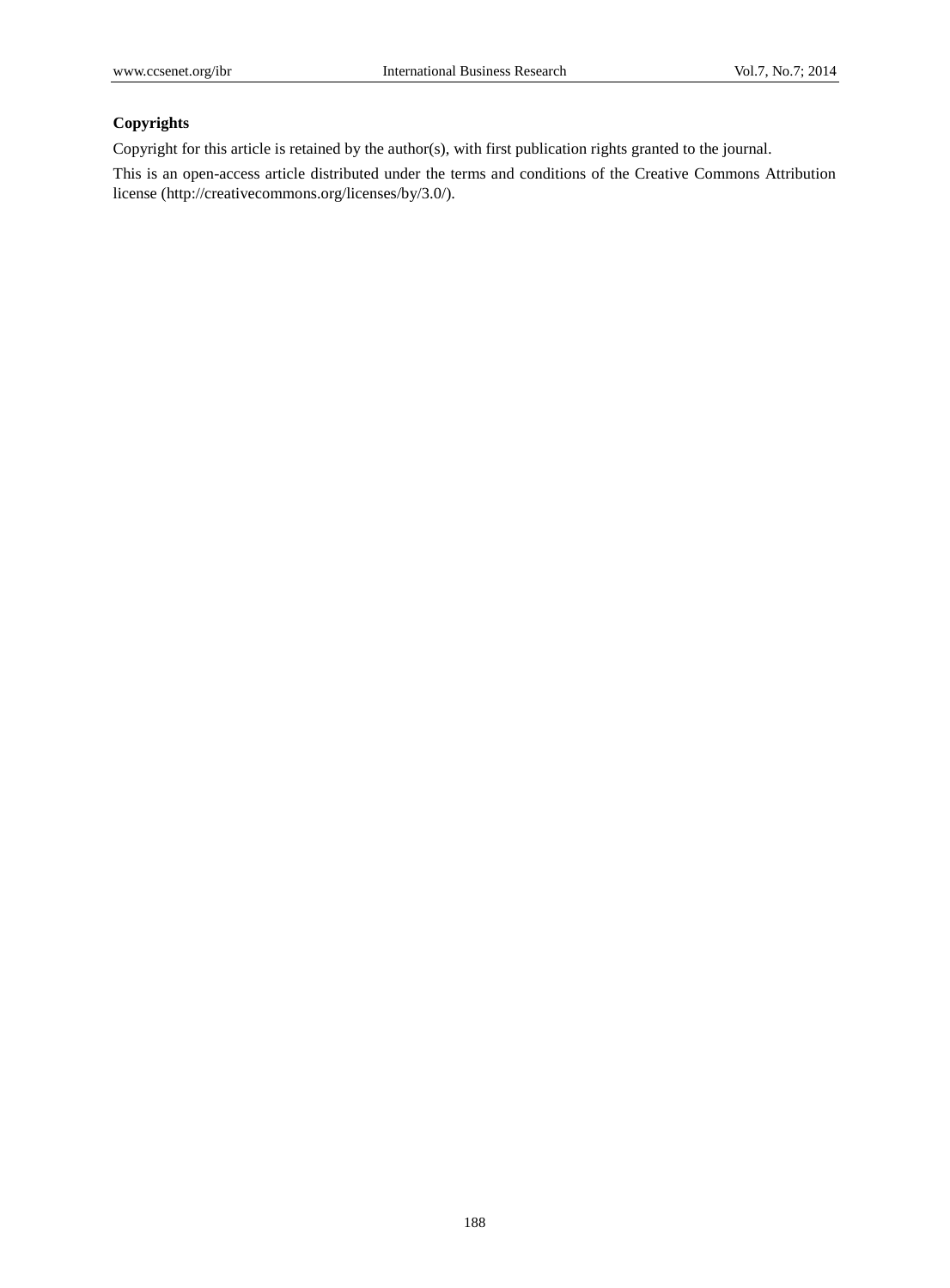## Copyrights

Copyright for this article is retained by the author(s), with first publication rights granted to the journal.

This is an open-access article distributed under the terms and conditions of the Creative Commons Attribution license (http://creativecommons.org/licenses/by/3.0/).